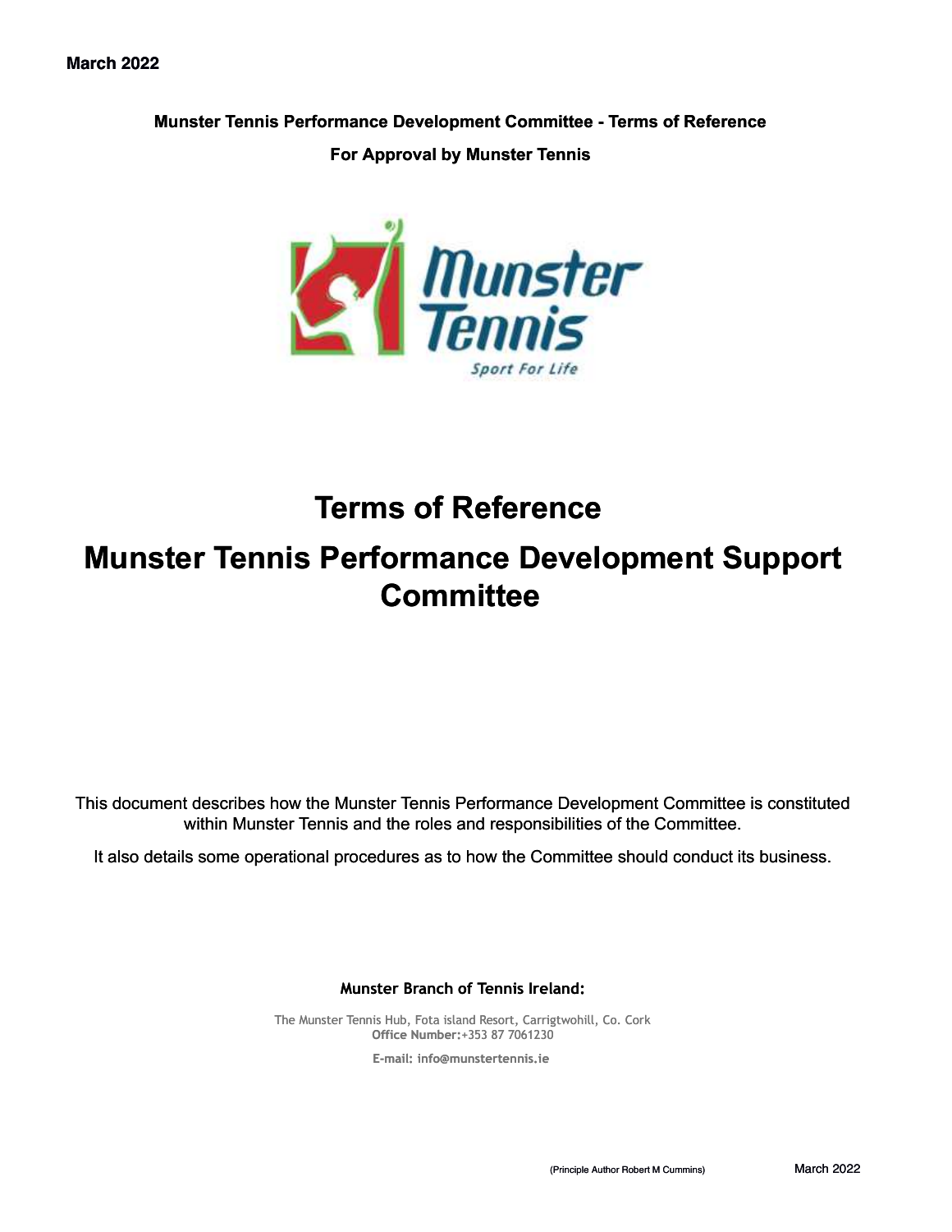March 2022

**Munster Tennis Performance Development Committee - Terms of Reference**

**For Approval by Munster Tennis**

# Terms of Reference

# Munster Tennis Performance Development Support Committee

This document describes how the Munster Tennis Performance Development Committee is constituted within Munster Tennis and the roles and responsibilities of the Committee.

It also details some operational procedures as to how the Committee should conduct its business.

**Munster Branch of Tennis Ireland:**

The Munster Tennis Hub, Fota island Resort, Carrigtwohill, Co. Cork
**Office Number:**+353 87 7061230

**E-mail: info@munstertennis.ie**

(Principle Author Robert M Cummins) March 2022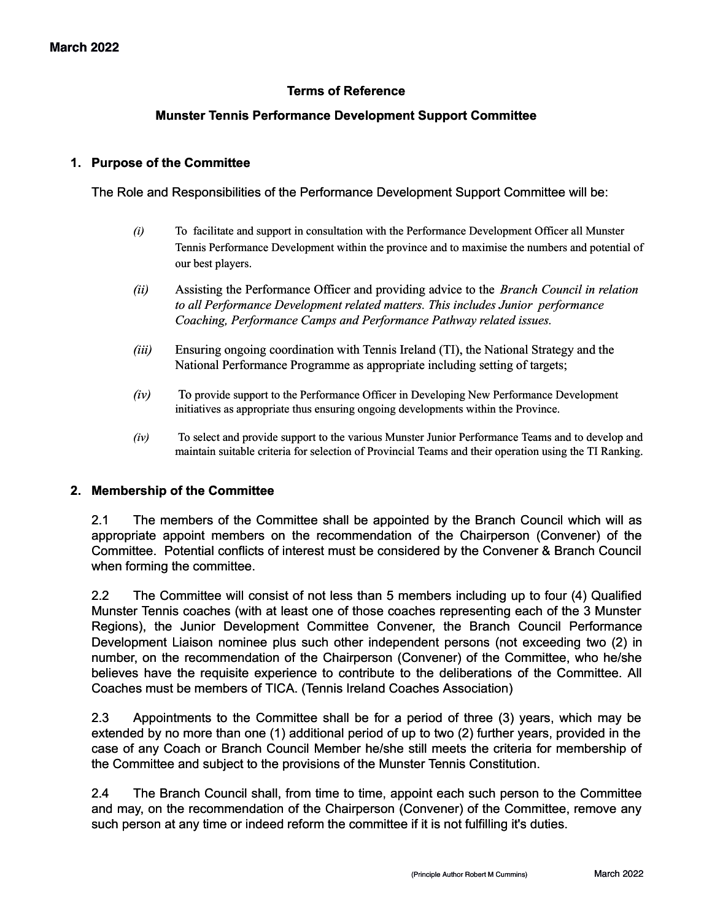**March 2022**

**Terms of Reference**

**Munster Tennis Performance Development Support Committee**

## 1. Purpose of the Committee

The Role and Responsibilities of the Performance Development Support Committee will be:

*(i)* To facilitate and support in consultation with the Performance Development Officer all Munster Tennis Performance Development within the province and to maximise the numbers and potential of our best players.

*(ii)* Assisting the Performance Officer and providing advice to the *Branch Council in relation to all Performance Development related matters. This includes Junior performance Coaching, Performance Camps and Performance Pathway related issues.*

*(iii)* Ensuring ongoing coordination with Tennis Ireland (TI), the National Strategy and the National Performance Programme as appropriate including setting of targets;

*(iv)* To provide support to the Performance Officer in Developing New Performance Development initiatives as appropriate thus ensuring ongoing developments within the Province.

*(iv)* To select and provide support to the various Munster Junior Performance Teams and to develop and maintain suitable criteria for selection of Provincial Teams and their operation using the TI Ranking.

## 2. Membership of the Committee

2.1 The members of the Committee shall be appointed by the Branch Council which will as appropriate appoint members on the recommendation of the Chairperson (Convener) of the Committee. Potential conflicts of interest must be considered by the Convener & Branch Council when forming the committee.

2.2 The Committee will consist of not less than 5 members including up to four (4) Qualified Munster Tennis coaches (with at least one of those coaches representing each of the 3 Munster Regions), the Junior Development Committee Convener, the Branch Council Performance Development Liaison nominee plus such other independent persons (not exceeding two (2) in number, on the recommendation of the Chairperson (Convener) of the Committee, who he/she believes have the requisite experience to contribute to the deliberations of the Committee. All Coaches must be members of TICA. (Tennis Ireland Coaches Association)

2.3 Appointments to the Committee shall be for a period of three (3) years, which may be extended by no more than one (1) additional period of up to two (2) further years, provided in the case of any Coach or Branch Council Member he/she still meets the criteria for membership of the Committee and subject to the provisions of the Munster Tennis Constitution.

2.4 The Branch Council shall, from time to time, appoint each such person to the Committee and may, on the recommendation of the Chairperson (Convener) of the Committee, remove any such person at any time or indeed reform the committee if it is not fulfilling it's duties.

(Principle Author Robert M Cummins) March 2022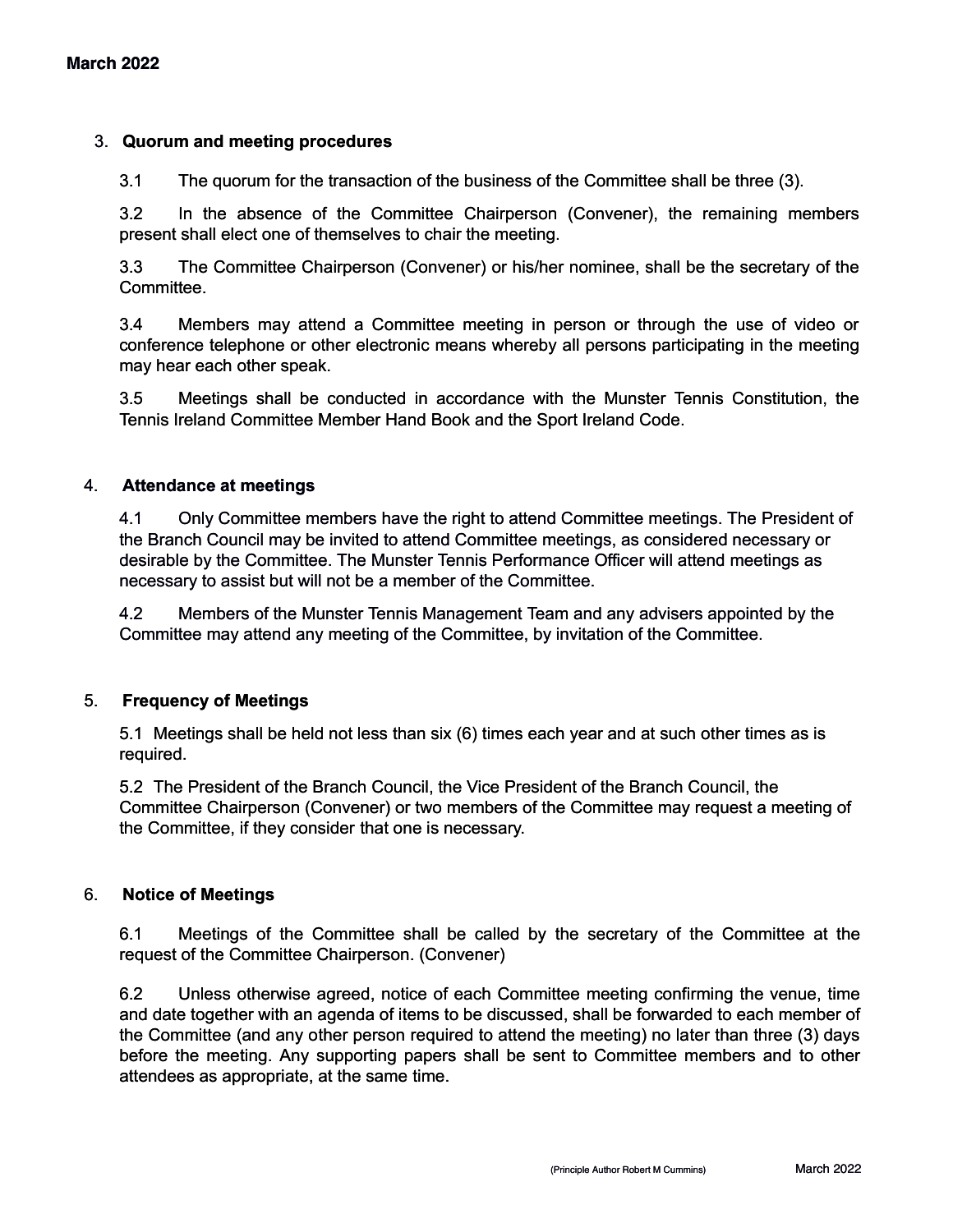## 3. Quorum and meeting procedures

3.1 The quorum for the transaction of the business of the Committee shall be three (3).

3.2 In the absence of the Committee Chairperson (Convener), the remaining members present shall elect one of themselves to chair the meeting.

3.3 The Committee Chairperson (Convener) or his/her nominee, shall be the secretary of the Committee.

3.4 Members may attend a Committee meeting in person or through the use of video or conference telephone or other electronic means whereby all persons participating in the meeting may hear each other speak.

3.5 Meetings shall be conducted in accordance with the Munster Tennis Constitution, the Tennis Ireland Committee Member Hand Book and the Sport Ireland Code.

## 4. Attendance at meetings

4.1 Only Committee members have the right to attend Committee meetings. The President of the Branch Council may be invited to attend Committee meetings, as considered necessary or desirable by the Committee. The Munster Tennis Performance Officer will attend meetings as necessary to assist but will not be a member of the Committee.

4.2 Members of the Munster Tennis Management Team and any advisers appointed by the Committee may attend any meeting of the Committee, by invitation of the Committee.

## 5. Frequency of Meetings

5.1 Meetings shall be held not less than six (6) times each year and at such other times as is required.

5.2 The President of the Branch Council, the Vice President of the Branch Council, the Committee Chairperson (Convener) or two members of the Committee may request a meeting of the Committee, if they consider that one is necessary.

## 6. Notice of Meetings

6.1 Meetings of the Committee shall be called by the secretary of the Committee at the request of the Committee Chairperson. (Convener)

6.2 Unless otherwise agreed, notice of each Committee meeting confirming the venue, time and date together with an agenda of items to be discussed, shall be forwarded to each member of the Committee (and any other person required to attend the meeting) no later than three (3) days before the meeting. Any supporting papers shall be sent to Committee members and to other attendees as appropriate, at the same time.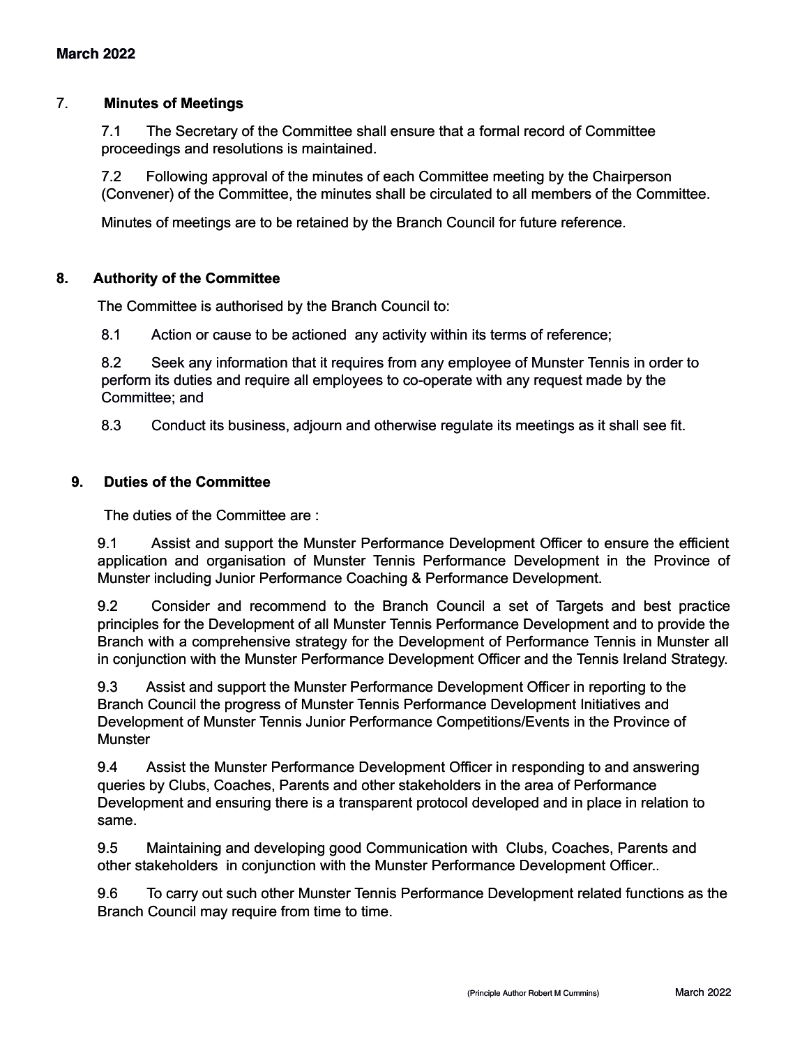## 7. Minutes of Meetings

7.1 The Secretary of the Committee shall ensure that a formal record of Committee proceedings and resolutions is maintained.

7.2 Following approval of the minutes of each Committee meeting by the Chairperson (Convener) of the Committee, the minutes shall be circulated to all members of the Committee.

Minutes of meetings are to be retained by the Branch Council for future reference.

## 8. Authority of the Committee

The Committee is authorised by the Branch Council to:

8.1 Action or cause to be actioned any activity within its terms of reference;

8.2 Seek any information that it requires from any employee of Munster Tennis in order to perform its duties and require all employees to co-operate with any request made by the Committee; and

8.3 Conduct its business, adjourn and otherwise regulate its meetings as it shall see fit.

## 9. Duties of the Committee

The duties of the Committee are :

9.1 Assist and support the Munster Performance Development Officer to ensure the efficient application and organisation of Munster Tennis Performance Development in the Province of Munster including Junior Performance Coaching & Performance Development.

9.2 Consider and recommend to the Branch Council a set of Targets and best practice principles for the Development of all Munster Tennis Performance Development and to provide the Branch with a comprehensive strategy for the Development of Performance Tennis in Munster all in conjunction with the Munster Performance Development Officer and the Tennis Ireland Strategy.

9.3 Assist and support the Munster Performance Development Officer in reporting to the Branch Council the progress of Munster Tennis Performance Development Initiatives and Development of Munster Tennis Junior Performance Competitions/Events in the Province of Munster

9.4 Assist the Munster Performance Development Officer in responding to and answering queries by Clubs, Coaches, Parents and other stakeholders in the area of Performance Development and ensuring there is a transparent protocol developed and in place in relation to same.

9.5 Maintaining and developing good Communication with Clubs, Coaches, Parents and other stakeholders in conjunction with the Munster Performance Development Officer..

9.6 To carry out such other Munster Tennis Performance Development related functions as the Branch Council may require from time to time.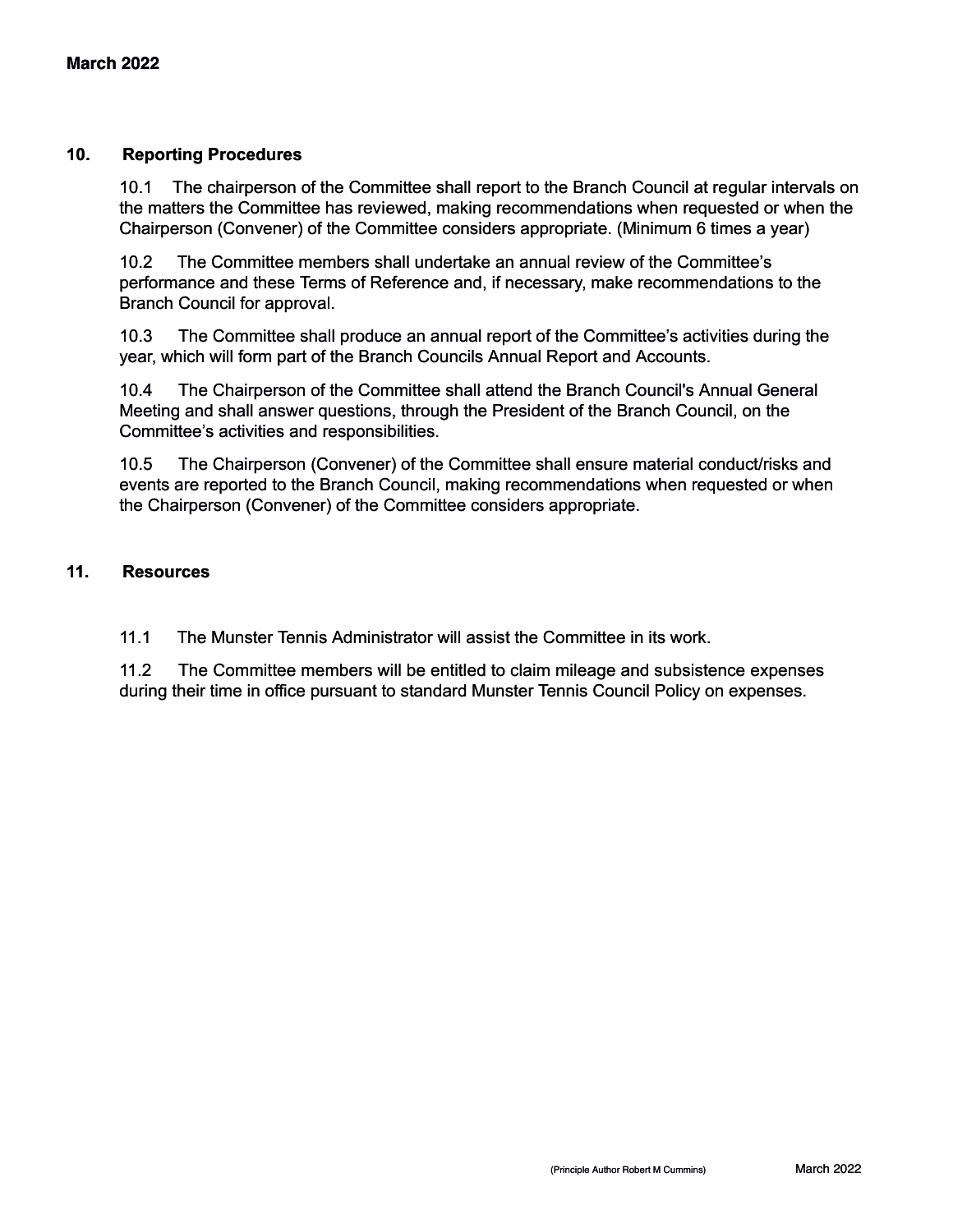## 10. Reporting Procedures

10.1 The chairperson of the Committee shall report to the Branch Council at regular intervals on the matters the Committee has reviewed, making recommendations when requested or when the Chairperson (Convener) of the Committee considers appropriate. (Minimum 6 times a year)

10.2 The Committee members shall undertake an annual review of the Committee's performance and these Terms of Reference and, if necessary, make recommendations to the Branch Council for approval.

10.3 The Committee shall produce an annual report of the Committee's activities during the year, which will form part of the Branch Councils Annual Report and Accounts.

10.4 The Chairperson of the Committee shall attend the Branch Council's Annual General Meeting and shall answer questions, through the President of the Branch Council, on the Committee's activities and responsibilities.

10.5 The Chairperson (Convener) of the Committee shall ensure material conduct/risks and events are reported to the Branch Council, making recommendations when requested or when the Chairperson (Convener) of the Committee considers appropriate.

## 11. Resources

11.1 The Munster Tennis Administrator will assist the Committee in its work.

11.2 The Committee members will be entitled to claim mileage and subsistence expenses during their time in office pursuant to standard Munster Tennis Council Policy on expenses.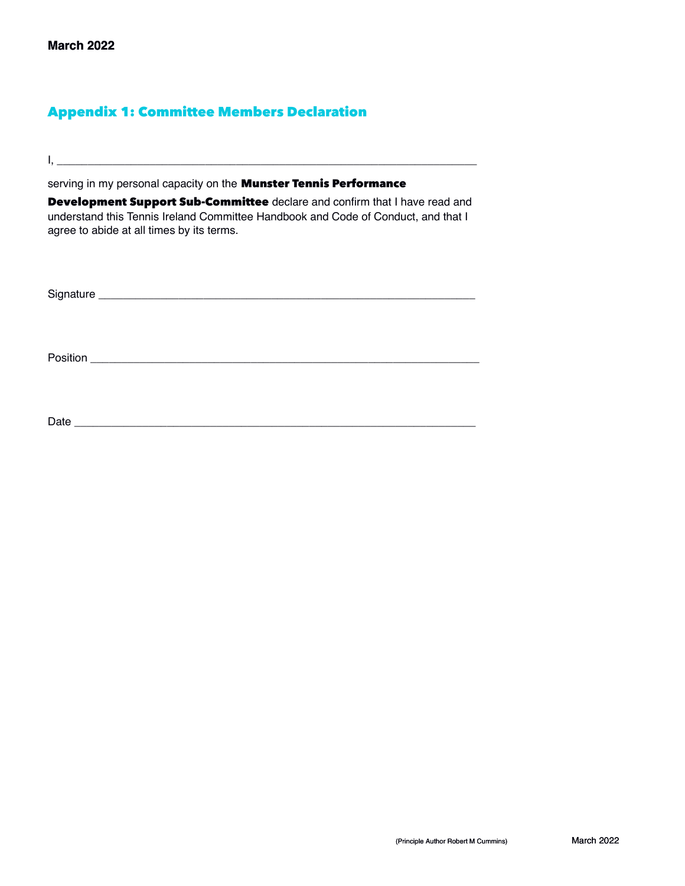## Appendix 1: Committee Members Declaration

I, ______________________________________________________________________

serving in my personal capacity on the **Munster Tennis Performance Development Support Sub-Committee** declare and confirm that I have read and understand this Tennis Ireland Committee Handbook and Code of Conduct, and that I agree to abide at all times by its terms.

Signature _______________________________________________________________

Position ________________________________________________________________

Date ___________________________________________________________________